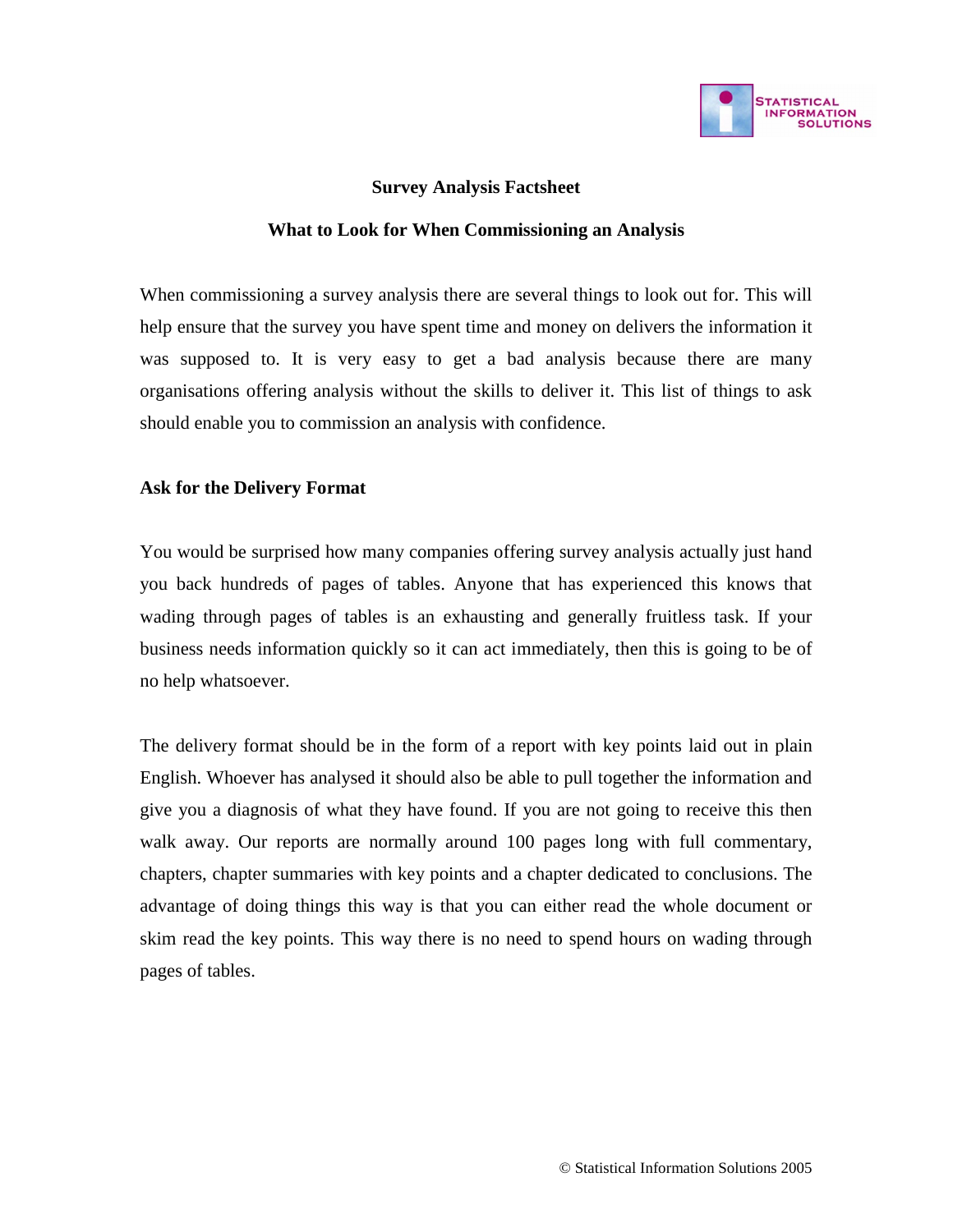# Survey Analysis Factsheet

## What to Look for When Commissioning an Analysis

When commissioning a survey analysis there are several things to look out for. This will help ensure that the survey you have spent time and money on delivers the information it was supposed to. It is very easy to get a bad analysis because there are many organisations offering analysis without the skills to deliver it. This list of things to ask should enable you to commission an analysis with confidence.

### Ask for the Delivery Format

You would be surprised how many companies offering survey analysis actually just hand you back hundreds of pages of tables. Anyone that has experienced this knows that wading through pages of tables is an exhausting and generally fruitless task. If your business needs information quickly so it can act immediately, then this is going to be of no help whatsoever.

The delivery format should be in the form of a report with key points laid out in plain English. Whoever has analysed it should also be able to pull together the information and give you a diagnosis of what they have found. If you are not going to receive this then walk away. Our reports are normally around 100 pages long with full commentary, chapters, chapter summaries with key points and a chapter dedicated to conclusions. The advantage of doing things this way is that you can either read the whole document or skim read the key points. This way there is no need to spend hours on wading through pages of tables.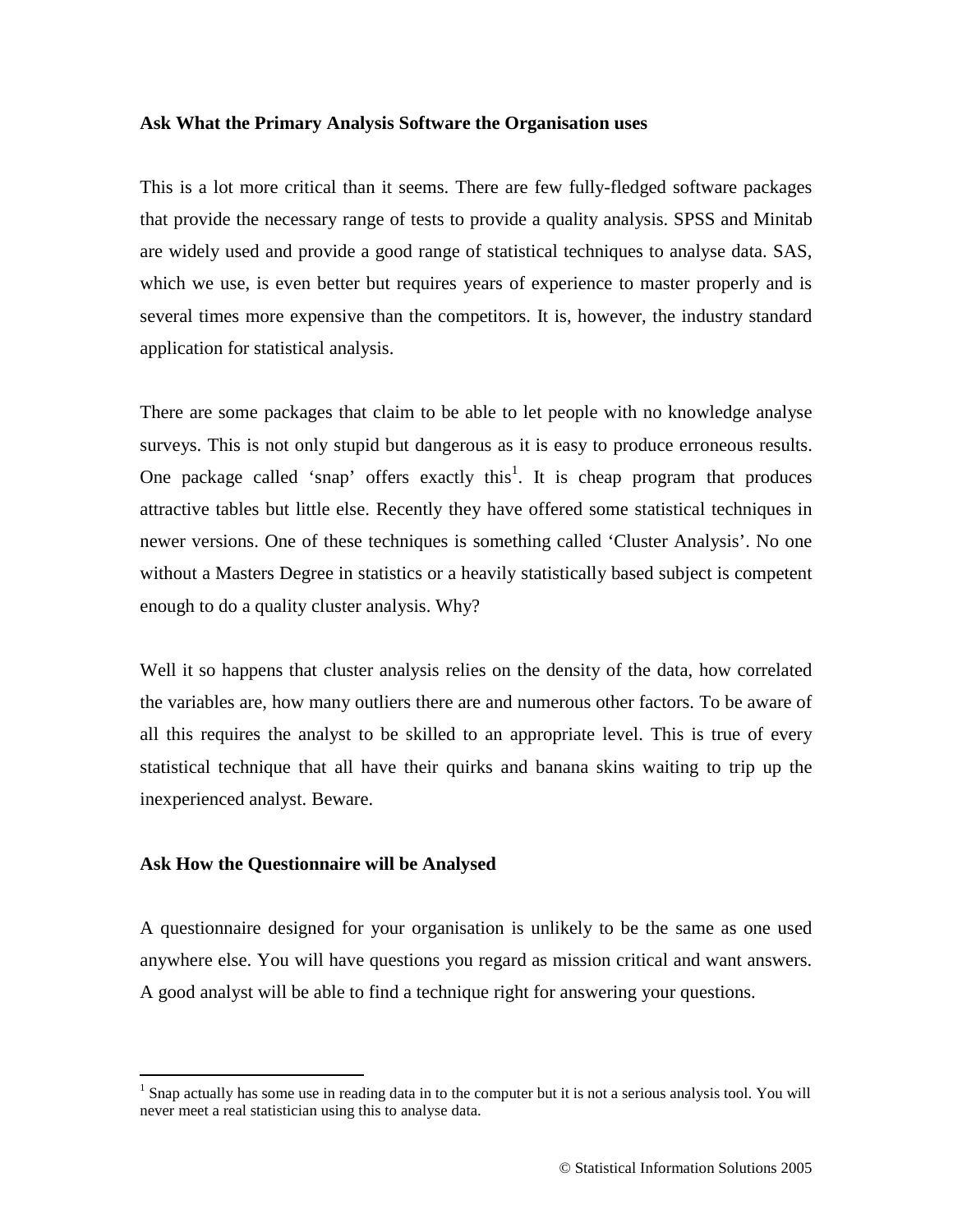**Ask What the Primary Analysis Software the Organisation uses**

This is a lot more critical than it seems. There are few fully-fledged software packages that provide the necessary range of tests to provide a quality analysis. SPSS and Minitab are widely used and provide a good range of statistical techniques to analyse data. SAS, which we use, is even better but requires years of experience to master properly and is several times more expensive than the competitors. It is, however, the industry standard application for statistical analysis.

There are some packages that claim to be able to let people with no knowledge analyse surveys. This is not only stupid but dangerous as it is easy to produce erroneous results. One package called 'snap' offers exactly this[1]. It is cheap program that produces attractive tables but little else. Recently they have offered some statistical techniques in newer versions. One of these techniques is something called 'Cluster Analysis'. No one without a Masters Degree in statistics or a heavily statistically based subject is competent enough to do a quality cluster analysis. Why?

Well it so happens that cluster analysis relies on the density of the data, how correlated the variables are, how many outliers there are and numerous other factors. To be aware of all this requires the analyst to be skilled to an appropriate level. This is true of every statistical technique that all have their quirks and banana skins waiting to trip up the inexperienced analyst. Beware.

**Ask How the Questionnaire will be Analysed**

A questionnaire designed for your organisation is unlikely to be the same as one used anywhere else. You will have questions you regard as mission critical and want answers. A good analyst will be able to find a technique right for answering your questions.

---

[1] Snap actually has some use in reading data in to the computer but it is not a serious analysis tool. You will never meet a real statistician using this to analyse data.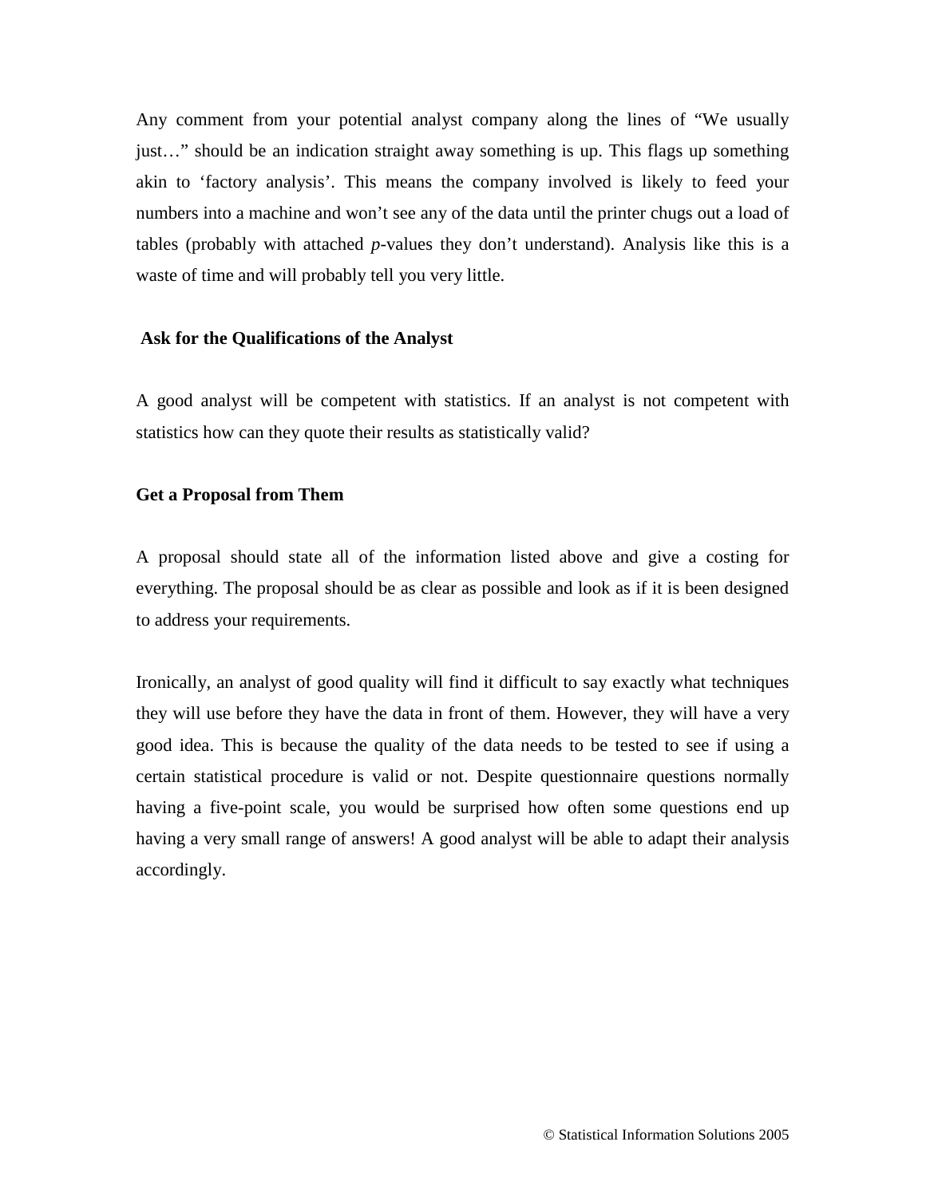Any comment from your potential analyst company along the lines of "We usually just…" should be an indication straight away something is up. This flags up something akin to 'factory analysis'. This means the company involved is likely to feed your numbers into a machine and won't see any of the data until the printer chugs out a load of tables (probably with attached *p*-values they don't understand). Analysis like this is a waste of time and will probably tell you very little.

**Ask for the Qualifications of the Analyst**

A good analyst will be competent with statistics. If an analyst is not competent with statistics how can they quote their results as statistically valid?

**Get a Proposal from Them**

A proposal should state all of the information listed above and give a costing for everything. The proposal should be as clear as possible and look as if it is been designed to address your requirements.

Ironically, an analyst of good quality will find it difficult to say exactly what techniques they will use before they have the data in front of them. However, they will have a very good idea. This is because the quality of the data needs to be tested to see if using a certain statistical procedure is valid or not. Despite questionnaire questions normally having a five-point scale, you would be surprised how often some questions end up having a very small range of answers! A good analyst will be able to adapt their analysis accordingly.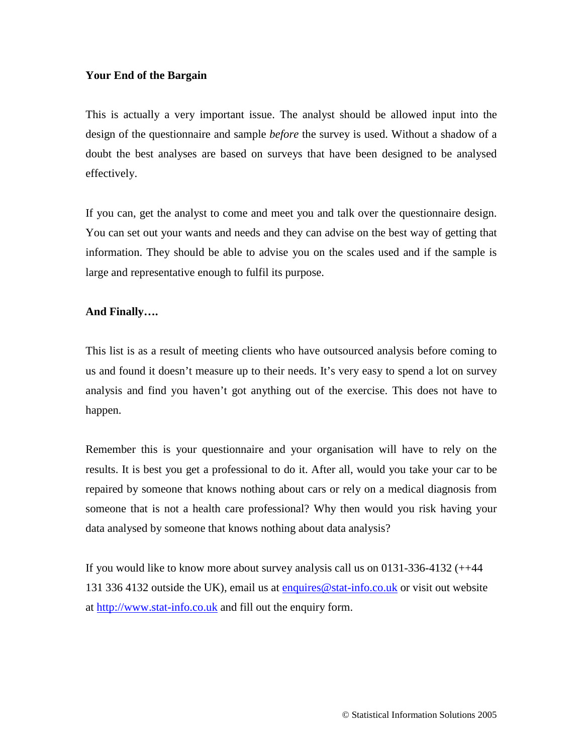**Your End of the Bargain**

This is actually a very important issue. The analyst should be allowed input into the design of the questionnaire and sample *before* the survey is used. Without a shadow of a doubt the best analyses are based on surveys that have been designed to be analysed effectively.

If you can, get the analyst to come and meet you and talk over the questionnaire design. You can set out your wants and needs and they can advise on the best way of getting that information. They should be able to advise you on the scales used and if the sample is large and representative enough to fulfil its purpose.

**And Finally….**

This list is as a result of meeting clients who have outsourced analysis before coming to us and found it doesn't measure up to their needs. It's very easy to spend a lot on survey analysis and find you haven't got anything out of the exercise. This does not have to happen.

Remember this is your questionnaire and your organisation will have to rely on the results. It is best you get a professional to do it. After all, would you take your car to be repaired by someone that knows nothing about cars or rely on a medical diagnosis from someone that is not a health care professional? Why then would you risk having your data analysed by someone that knows nothing about data analysis?

If you would like to know more about survey analysis call us on 0131-336-4132 (++44 131 336 4132 outside the UK), email us at enquires@stat-info.co.uk or visit out website at http://www.stat-info.co.uk and fill out the enquiry form.

© Statistical Information Solutions 2005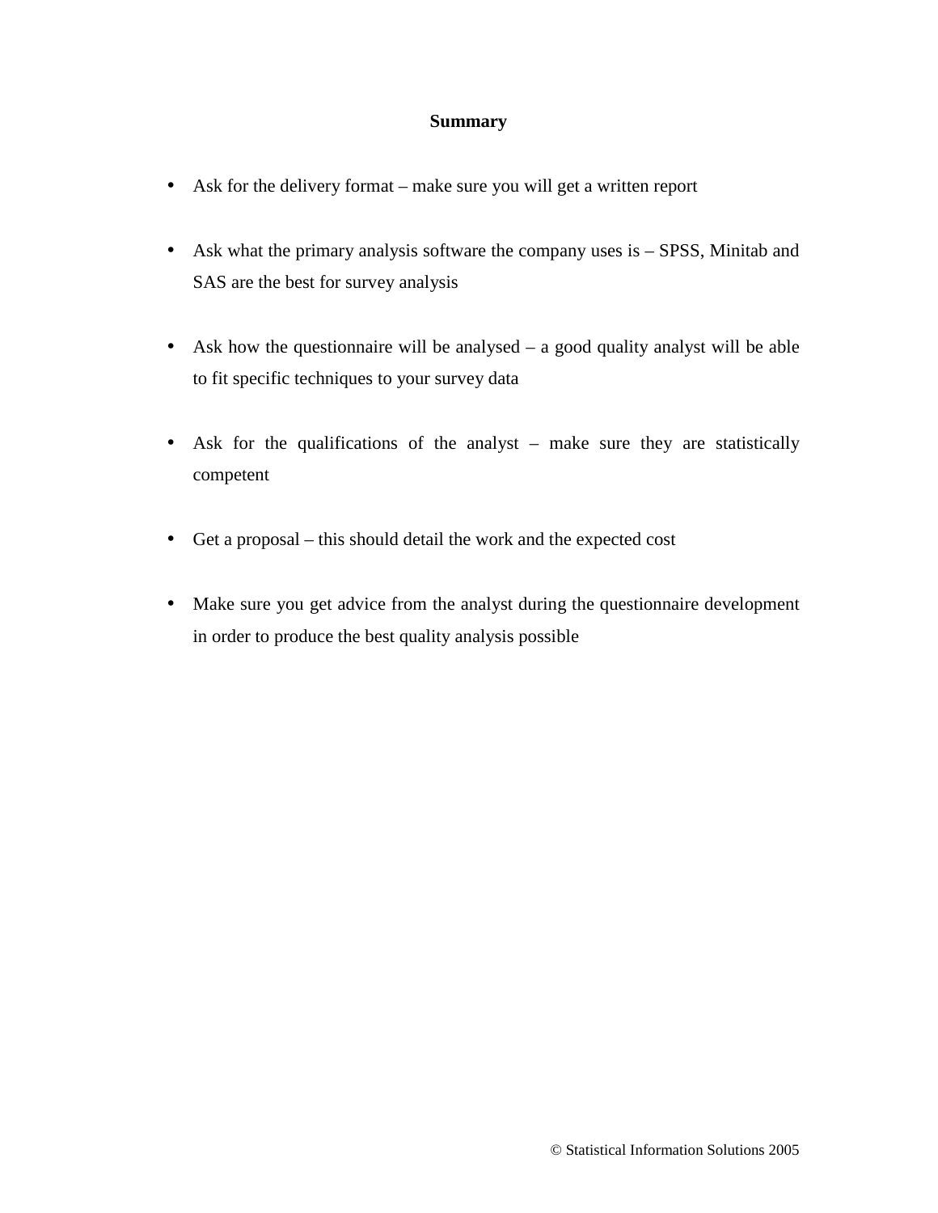## Summary

- Ask for the delivery format – make sure you will get a written report
- Ask what the primary analysis software the company uses is – SPSS, Minitab and SAS are the best for survey analysis
- Ask how the questionnaire will be analysed – a good quality analyst will be able to fit specific techniques to your survey data
- Ask for the qualifications of the analyst – make sure they are statistically competent
- Get a proposal – this should detail the work and the expected cost
- Make sure you get advice from the analyst during the questionnaire development in order to produce the best quality analysis possible